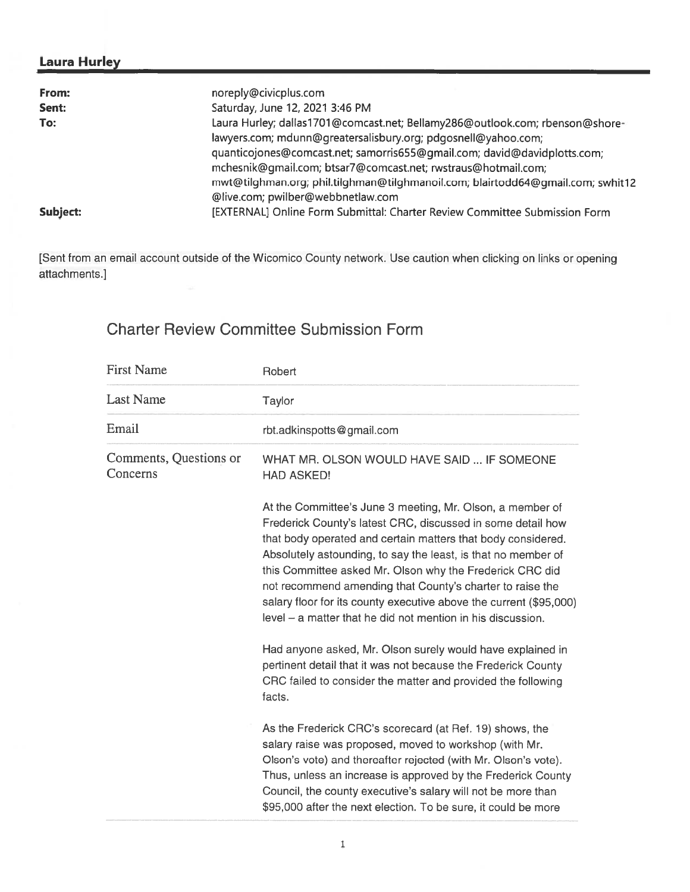## Laura Hurley

| | |
|---|---|
| **From:** | noreply@civicplus.com |
| **Sent:** | Saturday, June 12, 2021 3:46 PM |
| **To:** | Laura Hurley; dallas1701@comcast.net; Bellamy286@outlook.com; rbenson@shore-lawyers.com; mdunn@greatersalisbury.org; pdgosnell@yahoo.com; quanticojones@comcast.net; samorris655@gmail.com; david@davidplotts.com; mchesnik@gmail.com; btsar7@comcast.net; rwstraus@hotmail.com; mwt@tilghman.org; phil.tilghman@tilghmanoil.com; blairtodd64@gmail.com; swhit12@live.com; pwilber@webbnetlaw.com |
| **Subject:** | [EXTERNAL] Online Form Submittal: Charter Review Committee Submission Form |

[Sent from an email account outside of the Wicomico County network. Use caution when clicking on links or opening attachments.]

# Charter Review Committee Submission Form

| | |
|---|---|
| First Name | Robert |
| Last Name | Taylor |
| Email | rbt.adkinspotts@gmail.com |
| Comments, Questions or Concerns | WHAT MR. OLSON WOULD HAVE SAID ... IF SOMEONE HAD ASKED!<br><br>At the Committee's June 3 meeting, Mr. Olson, a member of Frederick County's latest CRC, discussed in some detail how that body operated and certain matters that body considered. Absolutely astounding, to say the least, is that no member of this Committee asked Mr. Olson why the Frederick CRC did not recommend amending that County's charter to raise the salary floor for its county executive above the current ($95,000) level – a matter that he did not mention in his discussion.<br><br>Had anyone asked, Mr. Olson surely would have explained in pertinent detail that it was not because the Frederick County CRC failed to consider the matter and provided the following facts.<br><br>As the Frederick CRC's scorecard (at Ref. 19) shows, the salary raise was proposed, moved to workshop (with Mr. Olson's vote) and thereafter rejected (with Mr. Olson's vote). Thus, unless an increase is approved by the Frederick County Council, the county executive's salary will not be more than $95,000 after the next election. To be sure, it could be more |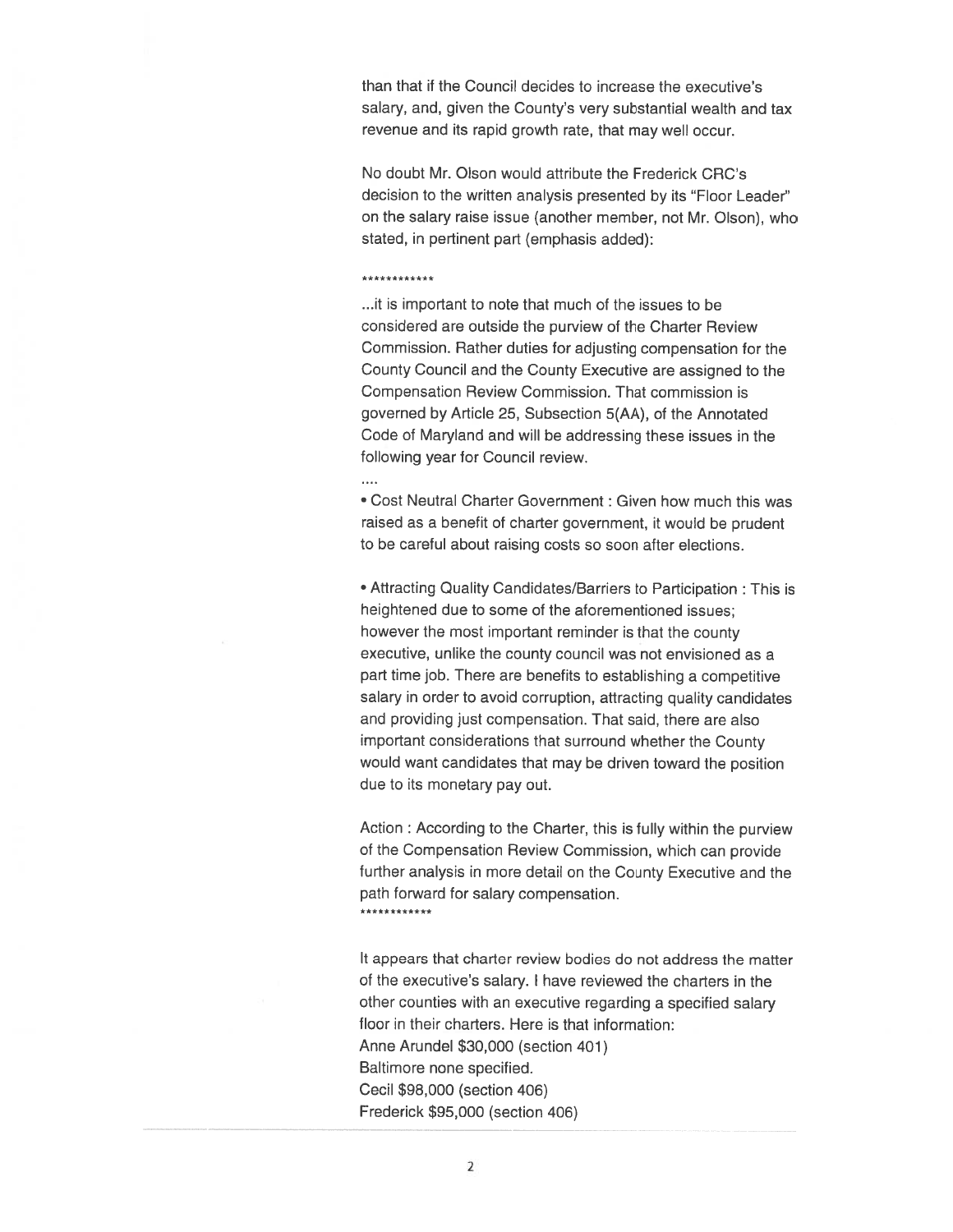than that if the Council decides to increase the executive's salary, and, given the County's very substantial wealth and tax revenue and its rapid growth rate, that may well occur.

No doubt Mr. Olson would attribute the Frederick CRC's decision to the written analysis presented by its "Floor Leader" on the salary raise issue (another member, not Mr. Olson), who stated, in pertinent part (emphasis added):

************

...it is important to note that much of the issues to be considered are outside the purview of the Charter Review Commission. Rather duties for adjusting compensation for the County Council and the County Executive are assigned to the Compensation Review Commission. That commission is governed by Article 25, Subsection 5(AA), of the Annotated Code of Maryland and will be addressing these issues in the following year for Council review.

....

• Cost Neutral Charter Government : Given how much this was raised as a benefit of charter government, it would be prudent to be careful about raising costs so soon after elections.

• Attracting Quality Candidates/Barriers to Participation : This is heightened due to some of the aforementioned issues; however the most important reminder is that the county executive, unlike the county council was not envisioned as a part time job. There are benefits to establishing a competitive salary in order to avoid corruption, attracting quality candidates and providing just compensation. That said, there are also important considerations that surround whether the County would want candidates that may be driven toward the position due to its monetary pay out.

Action : According to the Charter, this is fully within the purview of the Compensation Review Commission, which can provide further analysis in more detail on the County Executive and the path forward for salary compensation.

************

It appears that charter review bodies do not address the matter of the executive's salary. I have reviewed the charters in the other counties with an executive regarding a specified salary floor in their charters. Here is that information:

Anne Arundel $30,000 (section 401)
Baltimore none specified.
Cecil $98,000 (section 406)
Frederick $95,000 (section 406)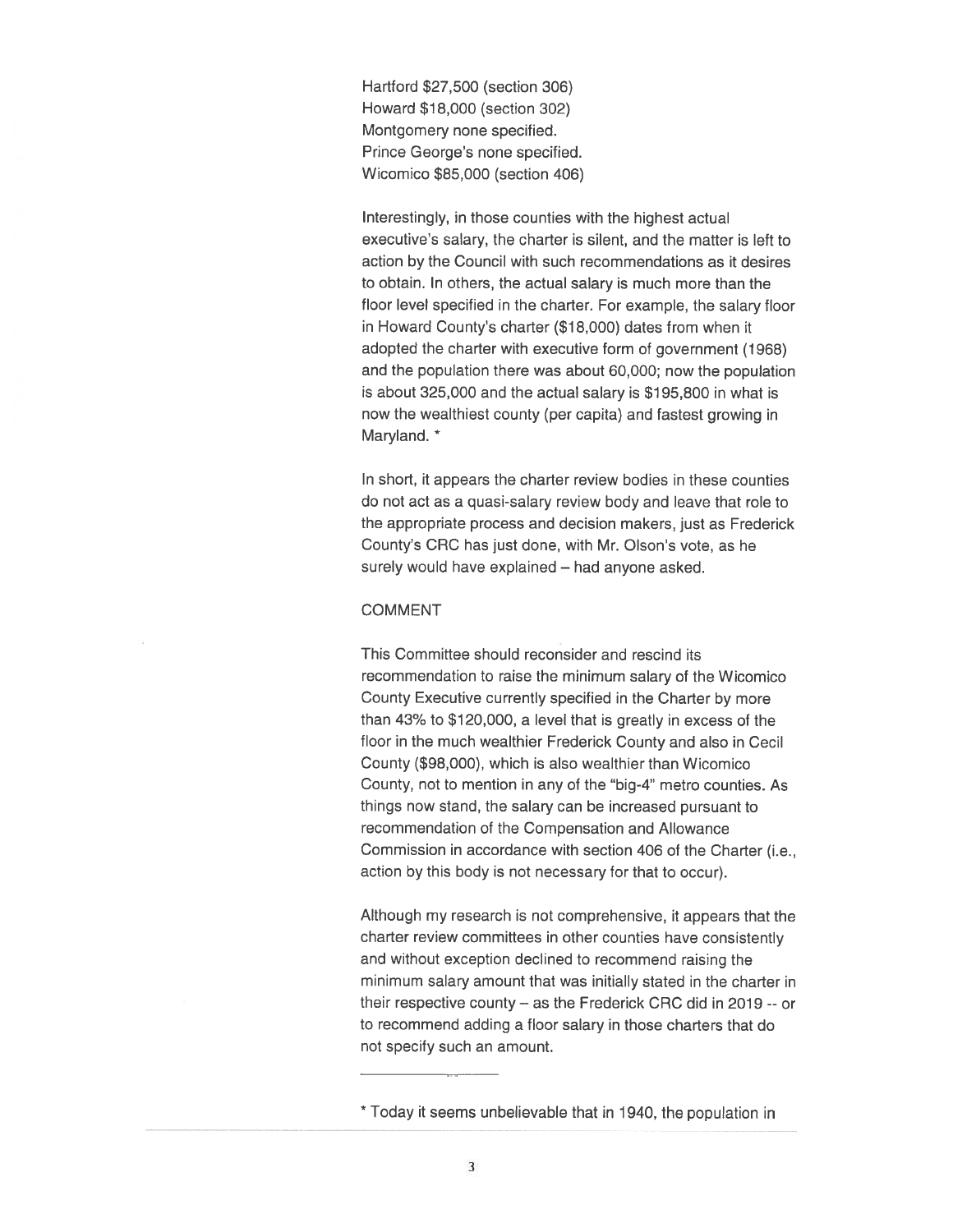Hartford $27,500 (section 306)
Howard $18,000 (section 302)
Montgomery none specified.
Prince George's none specified.
Wicomico $85,000 (section 406)

Interestingly, in those counties with the highest actual executive's salary, the charter is silent, and the matter is left to action by the Council with such recommendations as it desires to obtain. In others, the actual salary is much more than the floor level specified in the charter. For example, the salary floor in Howard County's charter ($18,000) dates from when it adopted the charter with executive form of government (1968) and the population there was about 60,000; now the population is about 325,000 and the actual salary is $195,800 in what is now the wealthiest county (per capita) and fastest growing in Maryland. *

In short, it appears the charter review bodies in these counties do not act as a quasi-salary review body and leave that role to the appropriate process and decision makers, just as Frederick County's CRC has just done, with Mr. Olson's vote, as he surely would have explained – had anyone asked.

COMMENT

This Committee should reconsider and rescind its recommendation to raise the minimum salary of the Wicomico County Executive currently specified in the Charter by more than 43% to $120,000, a level that is greatly in excess of the floor in the much wealthier Frederick County and also in Cecil County ($98,000), which is also wealthier than Wicomico County, not to mention in any of the "big-4" metro counties. As things now stand, the salary can be increased pursuant to recommendation of the Compensation and Allowance Commission in accordance with section 406 of the Charter (i.e., action by this body is not necessary for that to occur).

Although my research is not comprehensive, it appears that the charter review committees in other counties have consistently and without exception declined to recommend raising the minimum salary amount that was initially stated in the charter in their respective county – as the Frederick CRC did in 2019 -- or to recommend adding a floor salary in those charters that do not specify such an amount.

---

* Today it seems unbelievable that in 1940, the population in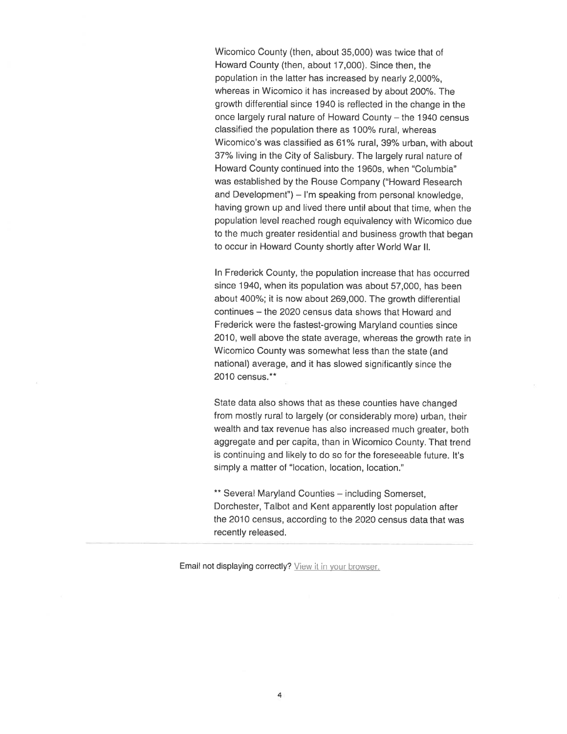Wicomico County (then, about 35,000) was twice that of Howard County (then, about 17,000). Since then, the population in the latter has increased by nearly 2,000%, whereas in Wicomico it has increased by about 200%. The growth differential since 1940 is reflected in the change in the once largely rural nature of Howard County – the 1940 census classified the population there as 100% rural, whereas Wicomico's was classified as 61% rural, 39% urban, with about 37% living in the City of Salisbury. The largely rural nature of Howard County continued into the 1960s, when "Columbia" was established by the Rouse Company ("Howard Research and Development") – I'm speaking from personal knowledge, having grown up and lived there until about that time, when the population level reached rough equivalency with Wicomico due to the much greater residential and business growth that began to occur in Howard County shortly after World War II.

In Frederick County, the population increase that has occurred since 1940, when its population was about 57,000, has been about 400%; it is now about 269,000. The growth differential continues – the 2020 census data shows that Howard and Frederick were the fastest-growing Maryland counties since 2010, well above the state average, whereas the growth rate in Wicomico County was somewhat less than the state (and national) average, and it has slowed significantly since the 2010 census.**

State data also shows that as these counties have changed from mostly rural to largely (or considerably more) urban, their wealth and tax revenue has also increased much greater, both aggregate and per capita, than in Wicomico County. That trend is continuing and likely to do so for the foreseeable future. It's simply a matter of "location, location, location."

** Several Maryland Counties – including Somerset, Dorchester, Talbot and Kent apparently lost population after the 2010 census, according to the 2020 census data that was recently released.

---

Email not displaying correctly? View it in your browser.